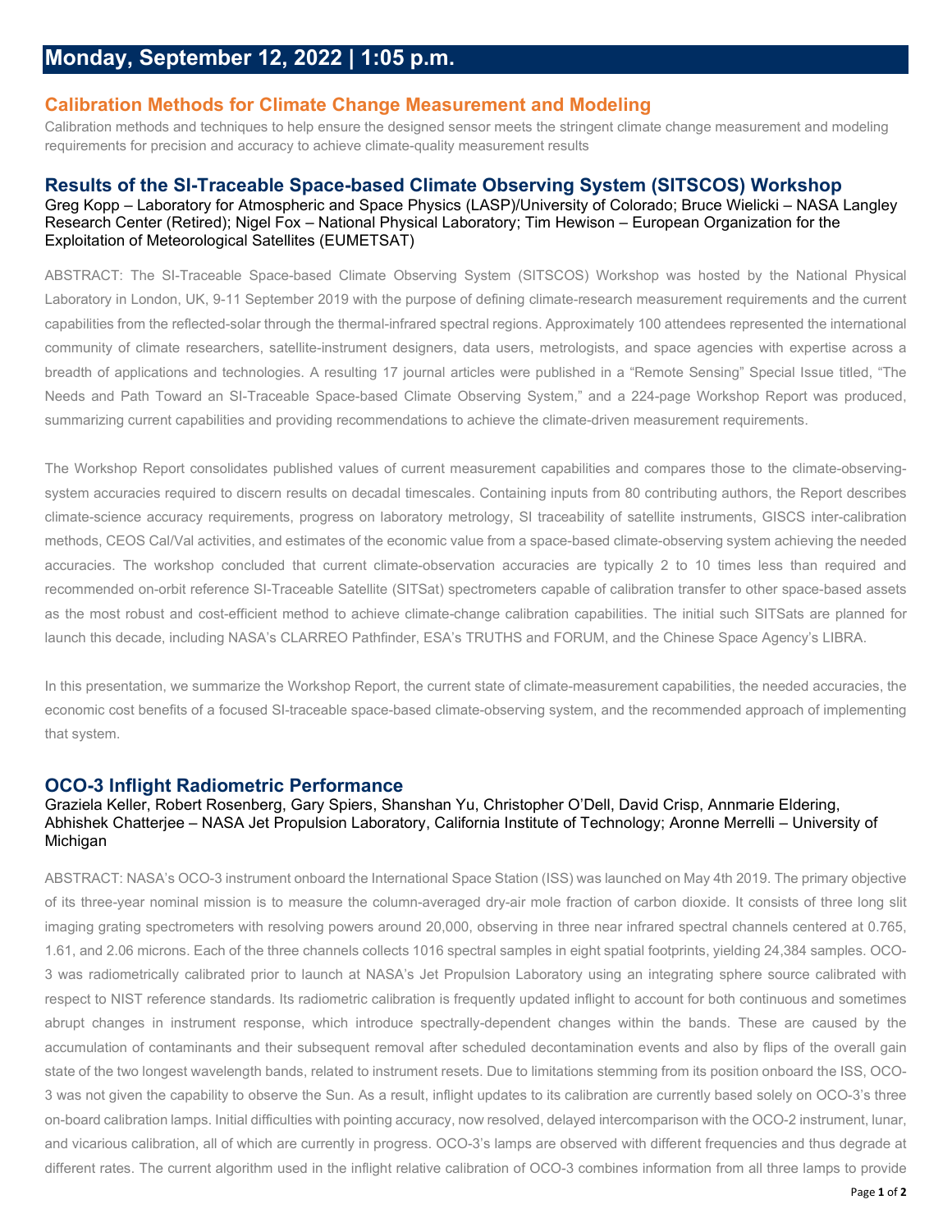# Monday, September 12, 2022 | 1:05 p.m.

## Calibration Methods for Climate Change Measurement and Modeling

Calibration methods and techniques to help ensure the designed sensor meets the stringent climate change measurement and modeling requirements for precision and accuracy to achieve climate-quality measurement results

### Results of the SI-Traceable Space-based Climate Observing System (SITSCOS) Workshop

Greg Kopp – Laboratory for Atmospheric and Space Physics (LASP)/University of Colorado; Bruce Wielicki – NASA Langley Research Center (Retired); Nigel Fox – National Physical Laboratory; Tim Hewison – European Organization for the Exploitation of Meteorological Satellites (EUMETSAT)

ABSTRACT: The SI-Traceable Space-based Climate Observing System (SITSCOS) Workshop was hosted by the National Physical Laboratory in London, UK, 9-11 September 2019 with the purpose of defining climate-research measurement requirements and the current capabilities from the reflected-solar through the thermal-infrared spectral regions. Approximately 100 attendees represented the international community of climate researchers, satellite-instrument designers, data users, metrologists, and space agencies with expertise across a breadth of applications and technologies. A resulting 17 journal articles were published in a "Remote Sensing" Special Issue titled, "The Needs and Path Toward an SI-Traceable Space-based Climate Observing System," and a 224-page Workshop Report was produced, summarizing current capabilities and providing recommendations to achieve the climate-driven measurement requirements.

The Workshop Report consolidates published values of current measurement capabilities and compares those to the climate-observing-system accuracies required to discern results on decadal timescales. Containing inputs from 80 contributing authors, the Report describes climate-science accuracy requirements, progress on laboratory metrology, SI traceability of satellite instruments, GISCS inter-calibration methods, CEOS Cal/Val activities, and estimates of the economic value from a space-based climate-observing system achieving the needed accuracies. The workshop concluded that current climate-observation accuracies are typically 2 to 10 times less than required and recommended on-orbit reference SI-Traceable Satellite (SITSat) spectrometers capable of calibration transfer to other space-based assets as the most robust and cost-efficient method to achieve climate-change calibration capabilities. The initial such SITSats are planned for launch this decade, including NASA's CLARREO Pathfinder, ESA's TRUTHS and FORUM, and the Chinese Space Agency's LIBRA.

In this presentation, we summarize the Workshop Report, the current state of climate-measurement capabilities, the needed accuracies, the economic cost benefits of a focused SI-traceable space-based climate-observing system, and the recommended approach of implementing that system.

### OCO-3 Inflight Radiometric Performance

Graziela Keller, Robert Rosenberg, Gary Spiers, Shanshan Yu, Christopher O'Dell, David Crisp, Annmarie Eldering, Abhishek Chatterjee – NASA Jet Propulsion Laboratory, California Institute of Technology; Aronne Merrelli – University of Michigan

ABSTRACT: NASA's OCO-3 instrument onboard the International Space Station (ISS) was launched on May 4th 2019. The primary objective of its three-year nominal mission is to measure the column-averaged dry-air mole fraction of carbon dioxide. It consists of three long slit imaging grating spectrometers with resolving powers around 20,000, observing in three near infrared spectral channels centered at 0.765, 1.61, and 2.06 microns. Each of the three channels collects 1016 spectral samples in eight spatial footprints, yielding 24,384 samples. OCO-3 was radiometrically calibrated prior to launch at NASA's Jet Propulsion Laboratory using an integrating sphere source calibrated with respect to NIST reference standards. Its radiometric calibration is frequently updated inflight to account for both continuous and sometimes abrupt changes in instrument response, which introduce spectrally-dependent changes within the bands. These are caused by the accumulation of contaminants and their subsequent removal after scheduled decontamination events and also by flips of the overall gain state of the two longest wavelength bands, related to instrument resets. Due to limitations stemming from its position onboard the ISS, OCO-3 was not given the capability to observe the Sun. As a result, inflight updates to its calibration are currently based solely on OCO-3's three on-board calibration lamps. Initial difficulties with pointing accuracy, now resolved, delayed intercomparison with the OCO-2 instrument, lunar, and vicarious calibration, all of which are currently in progress. OCO-3's lamps are observed with different frequencies and thus degrade at different rates. The current algorithm used in the inflight relative calibration of OCO-3 combines information from all three lamps to provide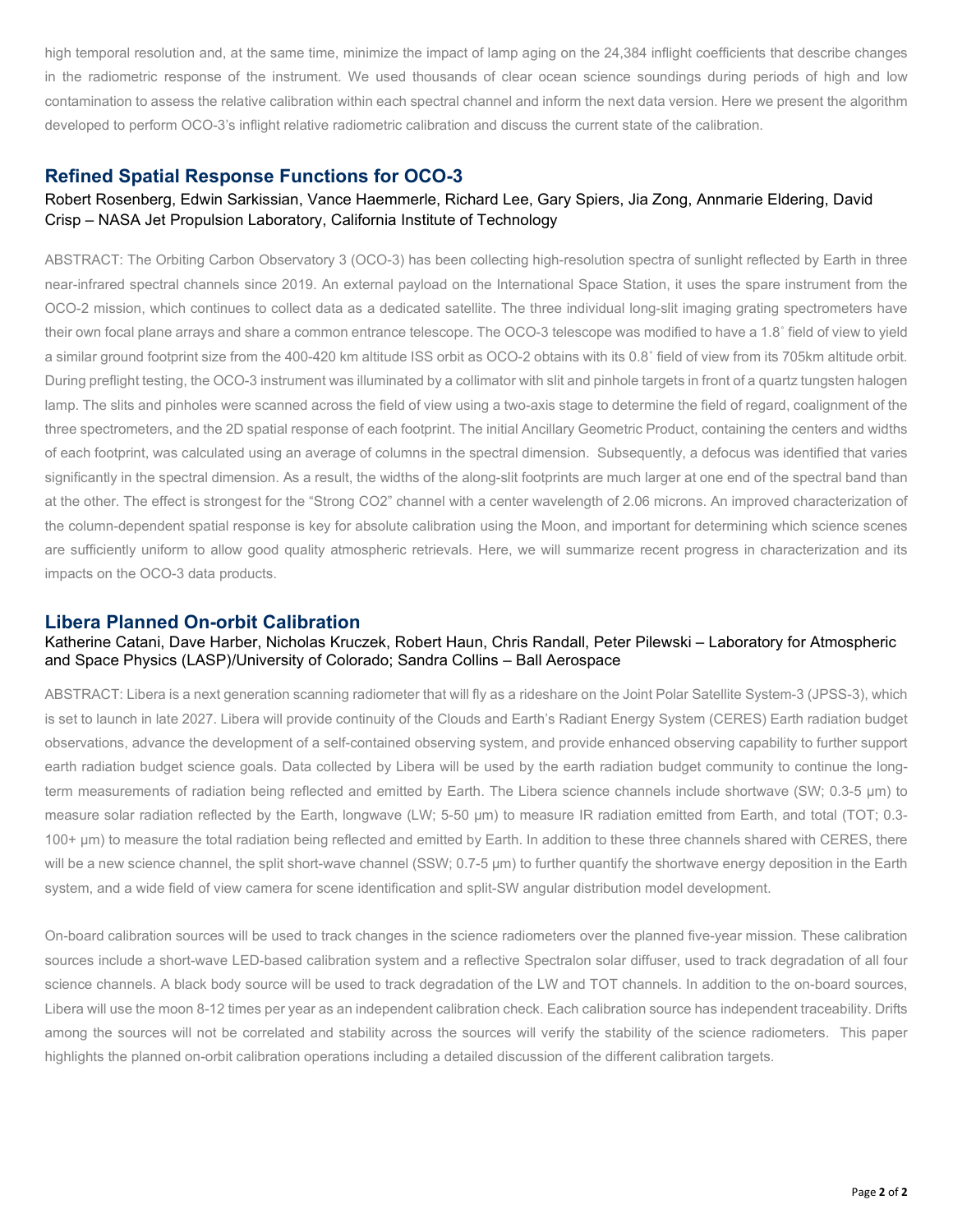high temporal resolution and, at the same time, minimize the impact of lamp aging on the 24,384 inflight coefficients that describe changes in the radiometric response of the instrument. We used thousands of clear ocean science soundings during periods of high and low contamination to assess the relative calibration within each spectral channel and inform the next data version. Here we present the algorithm developed to perform OCO-3's inflight relative radiometric calibration and discuss the current state of the calibration.

## Refined Spatial Response Functions for OCO-3

Robert Rosenberg, Edwin Sarkissian, Vance Haemmerle, Richard Lee, Gary Spiers, Jia Zong, Annmarie Eldering, David Crisp – NASA Jet Propulsion Laboratory, California Institute of Technology

ABSTRACT: The Orbiting Carbon Observatory 3 (OCO-3) has been collecting high-resolution spectra of sunlight reflected by Earth in three near-infrared spectral channels since 2019. An external payload on the International Space Station, it uses the spare instrument from the OCO-2 mission, which continues to collect data as a dedicated satellite. The three individual long-slit imaging grating spectrometers have their own focal plane arrays and share a common entrance telescope. The OCO-3 telescope was modified to have a 1.8˚ field of view to yield a similar ground footprint size from the 400-420 km altitude ISS orbit as OCO-2 obtains with its 0.8˚ field of view from its 705km altitude orbit. During preflight testing, the OCO-3 instrument was illuminated by a collimator with slit and pinhole targets in front of a quartz tungsten halogen lamp. The slits and pinholes were scanned across the field of view using a two-axis stage to determine the field of regard, coalignment of the three spectrometers, and the 2D spatial response of each footprint. The initial Ancillary Geometric Product, containing the centers and widths of each footprint, was calculated using an average of columns in the spectral dimension. Subsequently, a defocus was identified that varies significantly in the spectral dimension. As a result, the widths of the along-slit footprints are much larger at one end of the spectral band than at the other. The effect is strongest for the "Strong CO2" channel with a center wavelength of 2.06 microns. An improved characterization of the column-dependent spatial response is key for absolute calibration using the Moon, and important for determining which science scenes are sufficiently uniform to allow good quality atmospheric retrievals. Here, we will summarize recent progress in characterization and its impacts on the OCO-3 data products.

## Libera Planned On-orbit Calibration

Katherine Catani, Dave Harber, Nicholas Kruczek, Robert Haun, Chris Randall, Peter Pilewski – Laboratory for Atmospheric and Space Physics (LASP)/University of Colorado; Sandra Collins – Ball Aerospace

ABSTRACT: Libera is a next generation scanning radiometer that will fly as a rideshare on the Joint Polar Satellite System-3 (JPSS-3), which is set to launch in late 2027. Libera will provide continuity of the Clouds and Earth's Radiant Energy System (CERES) Earth radiation budget observations, advance the development of a self-contained observing system, and provide enhanced observing capability to further support earth radiation budget science goals. Data collected by Libera will be used by the earth radiation budget community to continue the long-term measurements of radiation being reflected and emitted by Earth. The Libera science channels include shortwave (SW; 0.3-5 μm) to measure solar radiation reflected by the Earth, longwave (LW; 5-50 μm) to measure IR radiation emitted from Earth, and total (TOT; 0.3-100+ μm) to measure the total radiation being reflected and emitted by Earth. In addition to these three channels shared with CERES, there will be a new science channel, the split short-wave channel (SSW; 0.7-5 μm) to further quantify the shortwave energy deposition in the Earth system, and a wide field of view camera for scene identification and split-SW angular distribution model development.

On-board calibration sources will be used to track changes in the science radiometers over the planned five-year mission. These calibration sources include a short-wave LED-based calibration system and a reflective Spectralon solar diffuser, used to track degradation of all four science channels. A black body source will be used to track degradation of the LW and TOT channels. In addition to the on-board sources, Libera will use the moon 8-12 times per year as an independent calibration check. Each calibration source has independent traceability. Drifts among the sources will not be correlated and stability across the sources will verify the stability of the science radiometers. This paper highlights the planned on-orbit calibration operations including a detailed discussion of the different calibration targets.